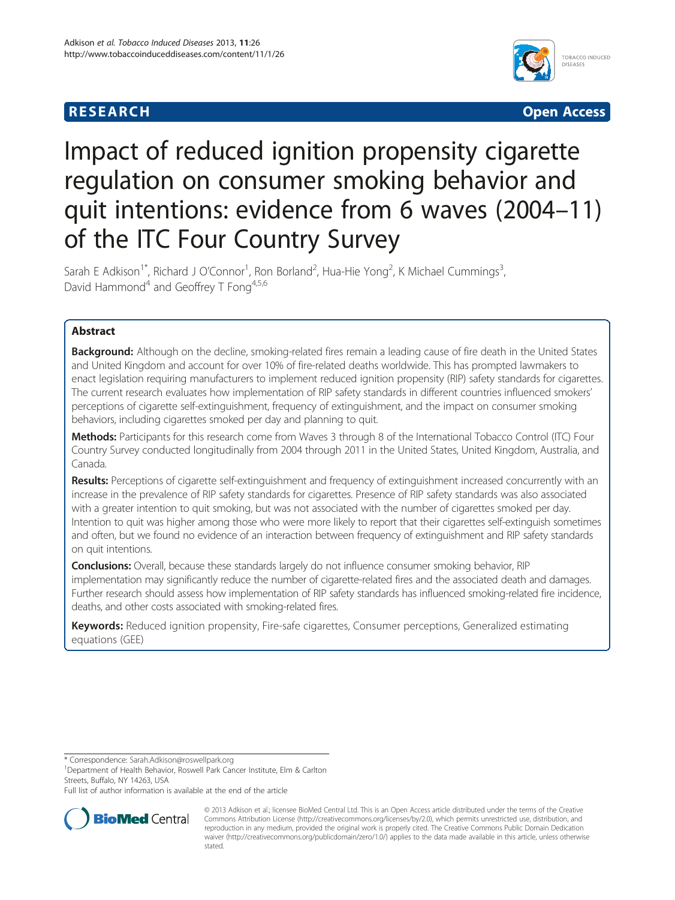**RESEARCH** **Open Access**

# Impact of reduced ignition propensity cigarette regulation on consumer smoking behavior and quit intentions: evidence from 6 waves (2004–11) of the ITC Four Country Survey

Sarah E Adkison[1*], Richard J O'Connor[1], Ron Borland[2], Hua-Hie Yong[2], K Michael Cummings[3], David Hammond[4] and Geoffrey T Fong[4,5,6]

## Abstract

**Background:** Although on the decline, smoking-related fires remain a leading cause of fire death in the United States and United Kingdom and account for over 10% of fire-related deaths worldwide. This has prompted lawmakers to enact legislation requiring manufacturers to implement reduced ignition propensity (RIP) safety standards for cigarettes. The current research evaluates how implementation of RIP safety standards in different countries influenced smokers' perceptions of cigarette self-extinguishment, frequency of extinguishment, and the impact on consumer smoking behaviors, including cigarettes smoked per day and planning to quit.

**Methods:** Participants for this research come from Waves 3 through 8 of the International Tobacco Control (ITC) Four Country Survey conducted longitudinally from 2004 through 2011 in the United States, United Kingdom, Australia, and Canada.

**Results:** Perceptions of cigarette self-extinguishment and frequency of extinguishment increased concurrently with an increase in the prevalence of RIP safety standards for cigarettes. Presence of RIP safety standards was also associated with a greater intention to quit smoking, but was not associated with the number of cigarettes smoked per day. Intention to quit was higher among those who were more likely to report that their cigarettes self-extinguish sometimes and often, but we found no evidence of an interaction between frequency of extinguishment and RIP safety standards on quit intentions.

**Conclusions:** Overall, because these standards largely do not influence consumer smoking behavior, RIP implementation may significantly reduce the number of cigarette-related fires and the associated death and damages. Further research should assess how implementation of RIP safety standards has influenced smoking-related fire incidence, deaths, and other costs associated with smoking-related fires.

**Keywords:** Reduced ignition propensity, Fire-safe cigarettes, Consumer perceptions, Generalized estimating equations (GEE)

\* Correspondence: Sarah.Adkison@roswellpark.org
[1]Department of Health Behavior, Roswell Park Cancer Institute, Elm & Carlton Streets, Buffalo, NY 14263, USA
Full list of author information is available at the end of the article

© 2013 Adkison et al.; licensee BioMed Central Ltd. This is an Open Access article distributed under the terms of the Creative Commons Attribution License (http://creativecommons.org/licenses/by/2.0), which permits unrestricted use, distribution, and reproduction in any medium, provided the original work is properly cited. The Creative Commons Public Domain Dedication waiver (http://creativecommons.org/publicdomain/zero/1.0/) applies to the data made available in this article, unless otherwise stated.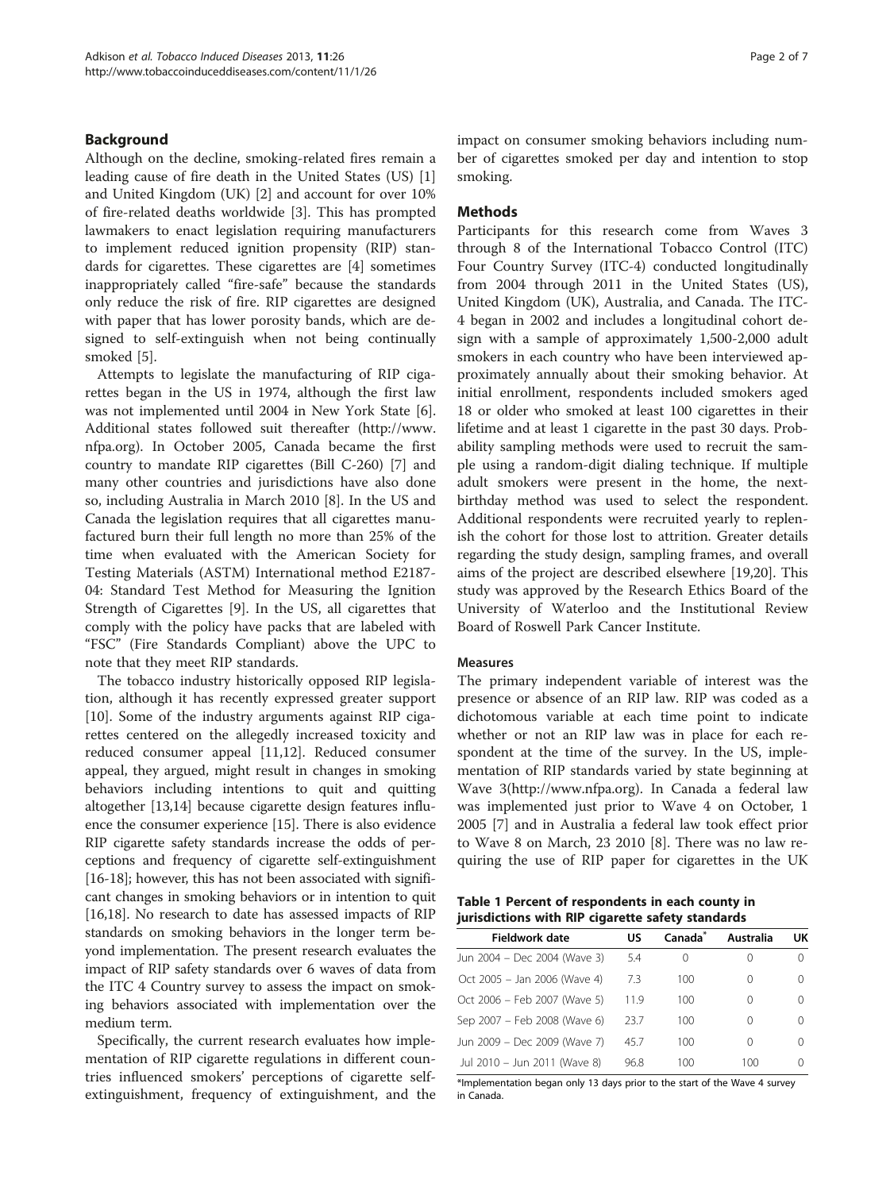## Background

Although on the decline, smoking-related fires remain a leading cause of fire death in the United States (US) [1] and United Kingdom (UK) [2] and account for over 10% of fire-related deaths worldwide [3]. This has prompted lawmakers to enact legislation requiring manufacturers to implement reduced ignition propensity (RIP) standards for cigarettes. These cigarettes are [4] sometimes inappropriately called "fire-safe" because the standards only reduce the risk of fire. RIP cigarettes are designed with paper that has lower porosity bands, which are designed to self-extinguish when not being continually smoked [5].

Attempts to legislate the manufacturing of RIP cigarettes began in the US in 1974, although the first law was not implemented until 2004 in New York State [6]. Additional states followed suit thereafter (http://www.nfpa.org). In October 2005, Canada became the first country to mandate RIP cigarettes (Bill C-260) [7] and many other countries and jurisdictions have also done so, including Australia in March 2010 [8]. In the US and Canada the legislation requires that all cigarettes manufactured burn their full length no more than 25% of the time when evaluated with the American Society for Testing Materials (ASTM) International method E2187-04: Standard Test Method for Measuring the Ignition Strength of Cigarettes [9]. In the US, all cigarettes that comply with the policy have packs that are labeled with "FSC" (Fire Standards Compliant) above the UPC to note that they meet RIP standards.

The tobacco industry historically opposed RIP legislation, although it has recently expressed greater support [10]. Some of the industry arguments against RIP cigarettes centered on the allegedly increased toxicity and reduced consumer appeal [11,12]. Reduced consumer appeal, they argued, might result in changes in smoking behaviors including intentions to quit and quitting altogether [13,14] because cigarette design features influence the consumer experience [15]. There is also evidence RIP cigarette safety standards increase the odds of perceptions and frequency of cigarette self-extinguishment [16-18]; however, this has not been associated with significant changes in smoking behaviors or in intention to quit [16,18]. No research to date has assessed impacts of RIP standards on smoking behaviors in the longer term beyond implementation. The present research evaluates the impact of RIP safety standards over 6 waves of data from the ITC 4 Country survey to assess the impact on smoking behaviors associated with implementation over the medium term.

Specifically, the current research evaluates how implementation of RIP cigarette regulations in different countries influenced smokers' perceptions of cigarette self-extinguishment, frequency of extinguishment, and the impact on consumer smoking behaviors including number of cigarettes smoked per day and intention to stop smoking.

## Methods

Participants for this research come from Waves 3 through 8 of the International Tobacco Control (ITC) Four Country Survey (ITC-4) conducted longitudinally from 2004 through 2011 in the United States (US), United Kingdom (UK), Australia, and Canada. The ITC-4 began in 2002 and includes a longitudinal cohort design with a sample of approximately 1,500-2,000 adult smokers in each country who have been interviewed approximately annually about their smoking behavior. At initial enrollment, respondents included smokers aged 18 or older who smoked at least 100 cigarettes in their lifetime and at least 1 cigarette in the past 30 days. Probability sampling methods were used to recruit the sample using a random-digit dialing technique. If multiple adult smokers were present in the home, the next-birthday method was used to select the respondent. Additional respondents were recruited yearly to replenish the cohort for those lost to attrition. Greater details regarding the study design, sampling frames, and overall aims of the project are described elsewhere [19,20]. This study was approved by the Research Ethics Board of the University of Waterloo and the Institutional Review Board of Roswell Park Cancer Institute.

### Measures

The primary independent variable of interest was the presence or absence of an RIP law. RIP was coded as a dichotomous variable at each time point to indicate whether or not an RIP law was in place for each respondent at the time of the survey. In the US, implementation of RIP standards varied by state beginning at Wave 3(http://www.nfpa.org). In Canada a federal law was implemented just prior to Wave 4 on October, 1 2005 [7] and in Australia a federal law took effect prior to Wave 8 on March, 23 2010 [8]. There was no law requiring the use of RIP paper for cigarettes in the UK

**Table 1 Percent of respondents in each county in jurisdictions with RIP cigarette safety standards**

| Fieldwork date | US | Canada* | Australia | UK |
|---|---|---|---|---|
| Jun 2004 – Dec 2004 (Wave 3) | 5.4 | 0 | 0 | 0 |
| Oct 2005 – Jan 2006 (Wave 4) | 7.3 | 100 | 0 | 0 |
| Oct 2006 – Feb 2007 (Wave 5) | 11.9 | 100 | 0 | 0 |
| Sep 2007 – Feb 2008 (Wave 6) | 23.7 | 100 | 0 | 0 |
| Jun 2009 – Dec 2009 (Wave 7) | 45.7 | 100 | 0 | 0 |
| Jul 2010 – Jun 2011 (Wave 8) | 96.8 | 100 | 100 | 0 |

*Implementation began only 13 days prior to the start of the Wave 4 survey in Canada.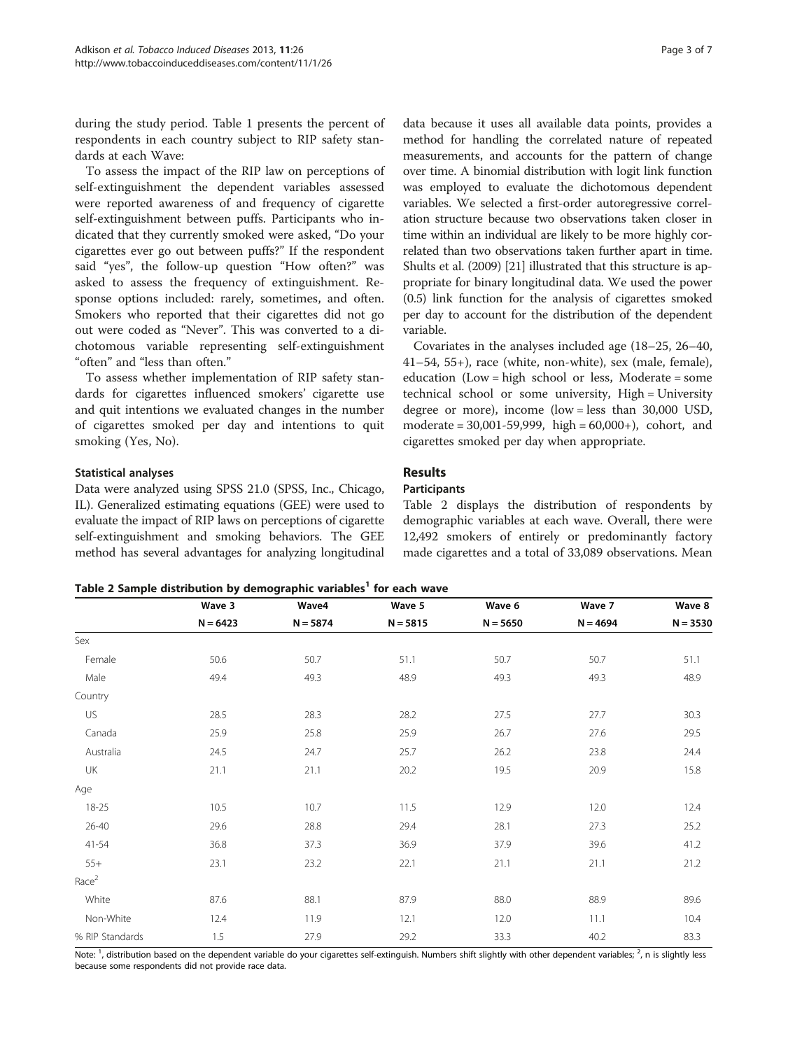during the study period. Table 1 presents the percent of respondents in each country subject to RIP safety standards at each Wave:

To assess the impact of the RIP law on perceptions of self-extinguishment the dependent variables assessed were reported awareness of and frequency of cigarette self-extinguishment between puffs. Participants who indicated that they currently smoked were asked, "Do your cigarettes ever go out between puffs?" If the respondent said "yes", the follow-up question "How often?" was asked to assess the frequency of extinguishment. Response options included: rarely, sometimes, and often. Smokers who reported that their cigarettes did not go out were coded as "Never". This was converted to a dichotomous variable representing self-extinguishment "often" and "less than often."

To assess whether implementation of RIP safety standards for cigarettes influenced smokers' cigarette use and quit intentions we evaluated changes in the number of cigarettes smoked per day and intentions to quit smoking (Yes, No).

### Statistical analyses

Data were analyzed using SPSS 21.0 (SPSS, Inc., Chicago, IL). Generalized estimating equations (GEE) were used to evaluate the impact of RIP laws on perceptions of cigarette self-extinguishment and smoking behaviors. The GEE method has several advantages for analyzing longitudinal data because it uses all available data points, provides a method for handling the correlated nature of repeated measurements, and accounts for the pattern of change over time. A binomial distribution with logit link function was employed to evaluate the dichotomous dependent variables. We selected a first-order autoregressive correlation structure because two observations taken closer in time within an individual are likely to be more highly correlated than two observations taken further apart in time. Shults et al. (2009) [21] illustrated that this structure is appropriate for binary longitudinal data. We used the power (0.5) link function for the analysis of cigarettes smoked per day to account for the distribution of the dependent variable.

Covariates in the analyses included age (18–25, 26–40, 41–54, 55+), race (white, non-white), sex (male, female), education (Low = high school or less, Moderate = some technical school or some university, High = University degree or more), income (low = less than 30,000 USD, moderate = 30,001-59,999, high = 60,000+), cohort, and cigarettes smoked per day when appropriate.

## Results

### Participants

Table 2 displays the distribution of respondents by demographic variables at each wave. Overall, there were 12,492 smokers of entirely or predominantly factory made cigarettes and a total of 33,089 observations. Mean

**Table 2 Sample distribution by demographic variables[1] for each wave**

| | Wave 3 | Wave4 | Wave 5 | Wave 6 | Wave 7 | Wave 8 |
|---|---|---|---|---|---|---|
| | N = 6423 | N = 5874 | N = 5815 | N = 5650 | N = 4694 | N = 3530 |
| Sex | | | | | | |
| Female | 50.6 | 50.7 | 51.1 | 50.7 | 50.7 | 51.1 |
| Male | 49.4 | 49.3 | 48.9 | 49.3 | 49.3 | 48.9 |
| Country | | | | | | |
| US | 28.5 | 28.3 | 28.2 | 27.5 | 27.7 | 30.3 |
| Canada | 25.9 | 25.8 | 25.9 | 26.7 | 27.6 | 29.5 |
| Australia | 24.5 | 24.7 | 25.7 | 26.2 | 23.8 | 24.4 |
| UK | 21.1 | 21.1 | 20.2 | 19.5 | 20.9 | 15.8 |
| Age | | | | | | |
| 18-25 | 10.5 | 10.7 | 11.5 | 12.9 | 12.0 | 12.4 |
| 26-40 | 29.6 | 28.8 | 29.4 | 28.1 | 27.3 | 25.2 |
| 41-54 | 36.8 | 37.3 | 36.9 | 37.9 | 39.6 | 41.2 |
| 55+ | 23.1 | 23.2 | 22.1 | 21.1 | 21.1 | 21.2 |
| Race[2] | | | | | | |
| White | 87.6 | 88.1 | 87.9 | 88.0 | 88.9 | 89.6 |
| Non-White | 12.4 | 11.9 | 12.1 | 12.0 | 11.1 | 10.4 |
| % RIP Standards | 1.5 | 27.9 | 29.2 | 33.3 | 40.2 | 83.3 |

Note: [1], distribution based on the dependent variable do your cigarettes self-extinguish. Numbers shift slightly with other dependent variables; [2], n is slightly less because some respondents did not provide race data.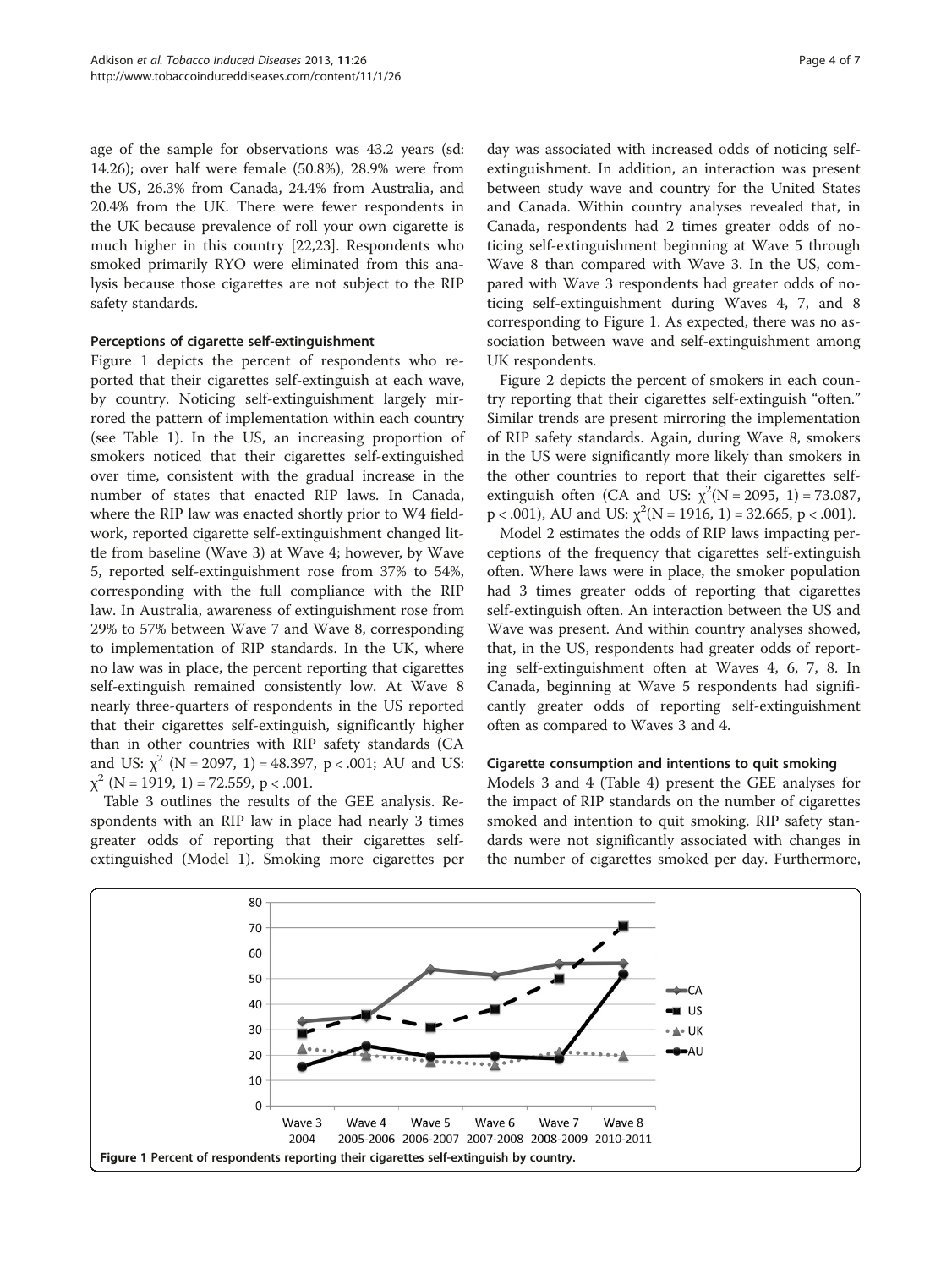age of the sample for observations was 43.2 years (sd: 14.26); over half were female (50.8%), 28.9% were from the US, 26.3% from Canada, 24.4% from Australia, and 20.4% from the UK. There were fewer respondents in the UK because prevalence of roll your own cigarette is much higher in this country [22,23]. Respondents who smoked primarily RYO were eliminated from this analysis because those cigarettes are not subject to the RIP safety standards.

### Perceptions of cigarette self-extinguishment

Figure 1 depicts the percent of respondents who reported that their cigarettes self-extinguish at each wave, by country. Noticing self-extinguishment largely mirrored the pattern of implementation within each country (see Table 1). In the US, an increasing proportion of smokers noticed that their cigarettes self-extinguished over time, consistent with the gradual increase in the number of states that enacted RIP laws. In Canada, where the RIP law was enacted shortly prior to W4 fieldwork, reported cigarette self-extinguishment changed little from baseline (Wave 3) at Wave 4; however, by Wave 5, reported self-extinguishment rose from 37% to 54%, corresponding with the full compliance with the RIP law. In Australia, awareness of extinguishment rose from 29% to 57% between Wave 7 and Wave 8, corresponding to implementation of RIP standards. In the UK, where no law was in place, the percent reporting that cigarettes self-extinguish remained consistently low. At Wave 8 nearly three-quarters of respondents in the US reported that their cigarettes self-extinguish, significantly higher than in other countries with RIP safety standards (CA and US: $\chi^2$ (N = 2097, 1) = 48.397, $p < .001$; AU and US: $\chi^2$ (N = 1919, 1) = 72.559, $p < .001$.

Table 3 outlines the results of the GEE analysis. Respondents with an RIP law in place had nearly 3 times greater odds of reporting that their cigarettes self-extinguished (Model 1). Smoking more cigarettes per day was associated with increased odds of noticing self-extinguishment. In addition, an interaction was present between study wave and country for the United States and Canada. Within country analyses revealed that, in Canada, respondents had 2 times greater odds of noticing self-extinguishment beginning at Wave 5 through Wave 8 than compared with Wave 3. In the US, compared with Wave 3 respondents had greater odds of noticing self-extinguishment during Waves 4, 7, and 8 corresponding to Figure 1. As expected, there was no association between wave and self-extinguishment among UK respondents.

Figure 2 depicts the percent of smokers in each country reporting that their cigarettes self-extinguish "often." Similar trends are present mirroring the implementation of RIP safety standards. Again, during Wave 8, smokers in the US were significantly more likely than smokers in the other countries to report that their cigarettes self-extinguish often (CA and US: $\chi^2$(N = 2095, 1) = 73.087, $p < .001$), AU and US: $\chi^2$(N = 1916, 1) = 32.665, $p < .001$).

Model 2 estimates the odds of RIP laws impacting perceptions of the frequency that cigarettes self-extinguish often. Where laws were in place, the smoker population had 3 times greater odds of reporting that cigarettes self-extinguish often. An interaction between the US and Wave was present. And within country analyses showed, that, in the US, respondents had greater odds of reporting self-extinguishment often at Waves 4, 6, 7, 8. In Canada, beginning at Wave 5 respondents had significantly greater odds of reporting self-extinguishment often as compared to Waves 3 and 4.

### Cigarette consumption and intentions to quit smoking

Models 3 and 4 (Table 4) present the GEE analyses for the impact of RIP standards on the number of cigarettes smoked and intention to quit smoking. RIP safety standards were not significantly associated with changes in the number of cigarettes smoked per day. Furthermore,

**Figure 1 Percent of respondents reporting their cigarettes self-extinguish by country.**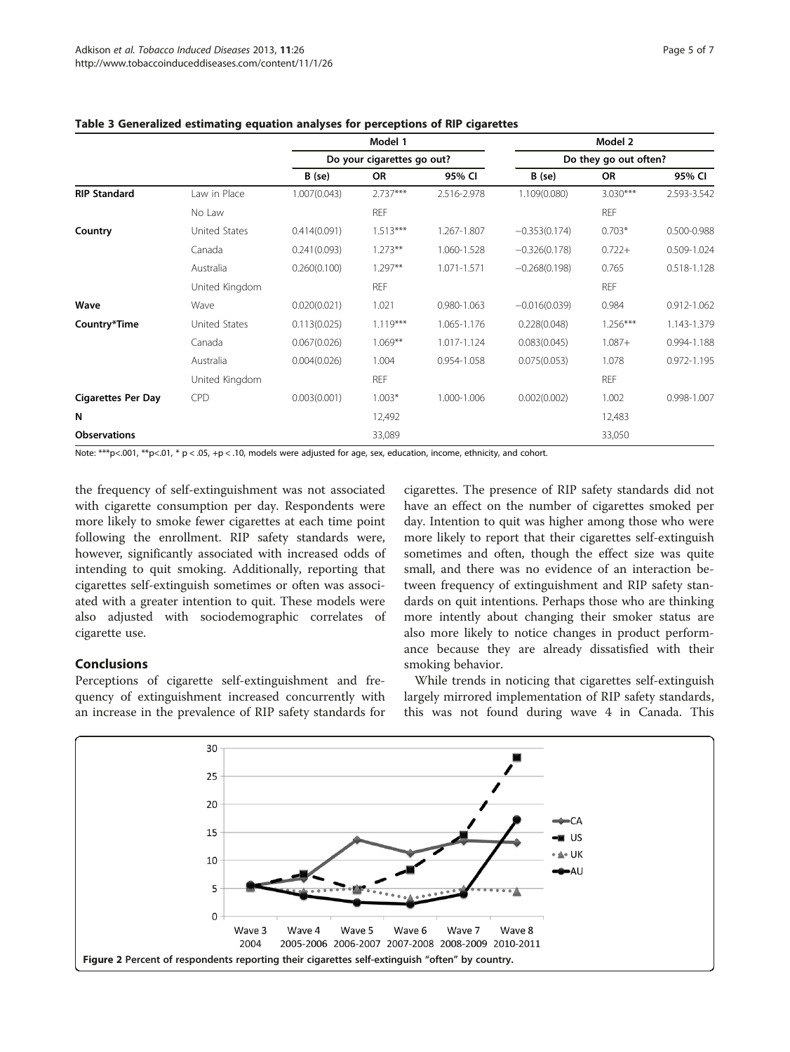**Table 3 Generalized estimating equation analyses for perceptions of RIP cigarettes**

| | | Model 1 | | | Model 2 | | |
|---|---|---|---|---|---|---|---|
| | | Do your cigarettes go out? | | | Do they go out often? | | |
| | | B (se) | OR | 95% CI | B (se) | OR | 95% CI |
| **RIP Standard** | Law in Place | 1.007(0.043) | 2.737*** | 2.516-2.978 | 1.109(0.080) | 3.030*** | 2.593-3.542 |
| | No Law | | REF | | | REF | |
| **Country** | United States | 0.414(0.091) | 1.513*** | 1.267-1.807 | −0.353(0.174) | 0.703* | 0.500-0.988 |
| | Canada | 0.241(0.093) | 1.273** | 1.060-1.528 | −0.326(0.178) | 0.722+ | 0.509-1.024 |
| | Australia | 0.260(0.100) | 1.297** | 1.071-1.571 | −0.268(0.198) | 0.765 | 0.518-1.128 |
| | United Kingdom | | REF | | | REF | |
| **Wave** | Wave | 0.020(0.021) | 1.021 | 0.980-1.063 | −0.016(0.039) | 0.984 | 0.912-1.062 |
| **Country*Time** | United States | 0.113(0.025) | 1.119*** | 1.065-1.176 | 0.228(0.048) | 1.256*** | 1.143-1.379 |
| | Canada | 0.067(0.026) | 1.069** | 1.017-1.124 | 0.083(0.045) | 1.087+ | 0.994-1.188 |
| | Australia | 0.004(0.026) | 1.004 | 0.954-1.058 | 0.075(0.053) | 1.078 | 0.972-1.195 |
| | United Kingdom | | REF | | | REF | |
| **Cigarettes Per Day** | CPD | 0.003(0.001) | 1.003* | 1.000-1.006 | 0.002(0.002) | 1.002 | 0.998-1.007 |
| **N** | | | 12,492 | | | 12,483 | |
| **Observations** | | | 33,089 | | | 33,050 | |

Note: ***p<.001, **p<.01, * p < .05, +p < .10, models were adjusted for age, sex, education, income, ethnicity, and cohort.

the frequency of self-extinguishment was not associated with cigarette consumption per day. Respondents were more likely to smoke fewer cigarettes at each time point following the enrollment. RIP safety standards were, however, significantly associated with increased odds of intending to quit smoking. Additionally, reporting that cigarettes self-extinguish sometimes or often was associated with a greater intention to quit. These models were also adjusted with sociodemographic correlates of cigarette use.

## Conclusions

Perceptions of cigarette self-extinguishment and frequency of extinguishment increased concurrently with an increase in the prevalence of RIP safety standards for cigarettes. The presence of RIP safety standards did not have an effect on the number of cigarettes smoked per day. Intention to quit was higher among those who were more likely to report that their cigarettes self-extinguish sometimes and often, though the effect size was quite small, and there was no evidence of an interaction between frequency of extinguishment and RIP safety standards on quit intentions. Perhaps those who are thinking more intently about changing their smoker status are also more likely to notice changes in product performance because they are already dissatisfied with their smoking behavior.

While trends in noticing that cigarettes self-extinguish largely mirrored implementation of RIP safety standards, this was not found during wave 4 in Canada. This

**Figure 2** Percent of respondents reporting their cigarettes self-extinguish "often" by country.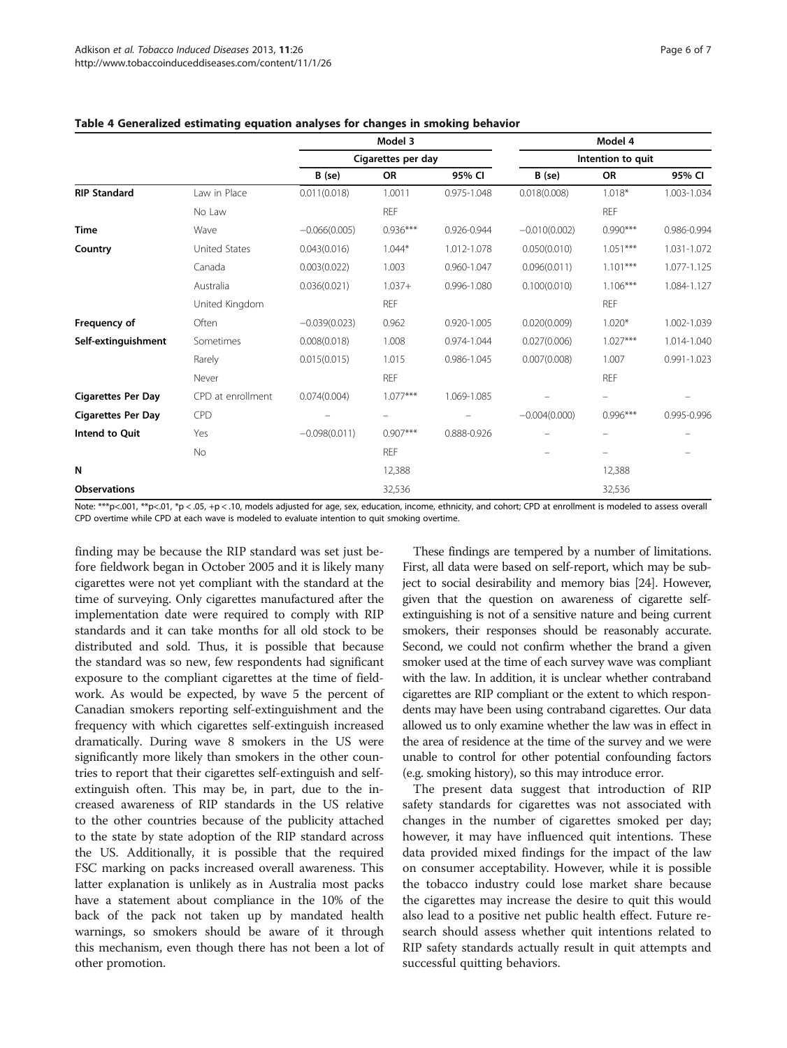**Table 4 Generalized estimating equation analyses for changes in smoking behavior**

| | | Model 3 | | | Model 4 | | |
|---|---|---|---|---|---|---|---|
| | | Cigarettes per day | | | Intention to quit | | |
| | | B (se) | OR | 95% CI | B (se) | OR | 95% CI |
| **RIP Standard** | Law in Place | 0.011(0.018) | 1.0011 | 0.975-1.048 | 0.018(0.008) | 1.018* | 1.003-1.034 |
| | No Law | | REF | | | REF | |
| **Time** | Wave | −0.066(0.005) | 0.936*** | 0.926-0.944 | −0.010(0.002) | 0.990*** | 0.986-0.994 |
| **Country** | United States | 0.043(0.016) | 1.044* | 1.012-1.078 | 0.050(0.010) | 1.051*** | 1.031-1.072 |
| | Canada | 0.003(0.022) | 1.003 | 0.960-1.047 | 0.096(0.011) | 1.101*** | 1.077-1.125 |
| | Australia | 0.036(0.021) | 1.037+ | 0.996-1.080 | 0.100(0.010) | 1.106*** | 1.084-1.127 |
| | United Kingdom | | REF | | | REF | |
| **Frequency of Self-extinguishment** | Often | −0.039(0.023) | 0.962 | 0.920-1.005 | 0.020(0.009) | 1.020* | 1.002-1.039 |
| | Sometimes | 0.008(0.018) | 1.008 | 0.974-1.044 | 0.027(0.006) | 1.027*** | 1.014-1.040 |
| | Rarely | 0.015(0.015) | 1.015 | 0.986-1.045 | 0.007(0.008) | 1.007 | 0.991-1.023 |
| | Never | | REF | | | REF | |
| **Cigarettes Per Day** | CPD at enrollment | 0.074(0.004) | 1.077*** | 1.069-1.085 | – | – | – |
| **Cigarettes Per Day** | CPD | – | – | – | −0.004(0.000) | 0.996*** | 0.995-0.996 |
| **Intend to Quit** | Yes | −0.098(0.011) | 0.907*** | 0.888-0.926 | – | – | – |
| | No | | REF | | – | – | – |
| **N** | | | 12,388 | | | 12,388 | |
| **Observations** | | | 32,536 | | | 32,536 | |

Note: ***p<.001, **p<.01, *p < .05, +p < .10, models adjusted for age, sex, education, income, ethnicity, and cohort; CPD at enrollment is modeled to assess overall CPD overtime while CPD at each wave is modeled to evaluate intention to quit smoking overtime.

finding may be because the RIP standard was set just before fieldwork began in October 2005 and it is likely many cigarettes were not yet compliant with the standard at the time of surveying. Only cigarettes manufactured after the implementation date were required to comply with RIP standards and it can take months for all old stock to be distributed and sold. Thus, it is possible that because the standard was so new, few respondents had significant exposure to the compliant cigarettes at the time of fieldwork. As would be expected, by wave 5 the percent of Canadian smokers reporting self-extinguishment and the frequency with which cigarettes self-extinguish increased dramatically. During wave 8 smokers in the US were significantly more likely than smokers in the other countries to report that their cigarettes self-extinguish and self-extinguish often. This may be, in part, due to the increased awareness of RIP standards in the US relative to the other countries because of the publicity attached to the state by state adoption of the RIP standard across the US. Additionally, it is possible that the required FSC marking on packs increased overall awareness. This latter explanation is unlikely as in Australia most packs have a statement about compliance in the 10% of the back of the pack not taken up by mandated health warnings, so smokers should be aware of it through this mechanism, even though there has not been a lot of other promotion.

These findings are tempered by a number of limitations. First, all data were based on self-report, which may be subject to social desirability and memory bias [24]. However, given that the question on awareness of cigarette self-extinguishing is not of a sensitive nature and being current smokers, their responses should be reasonably accurate. Second, we could not confirm whether the brand a given smoker used at the time of each survey wave was compliant with the law. In addition, it is unclear whether contraband cigarettes are RIP compliant or the extent to which respondents may have been using contraband cigarettes. Our data allowed us to only examine whether the law was in effect in the area of residence at the time of the survey and we were unable to control for other potential confounding factors (e.g. smoking history), so this may introduce error.

The present data suggest that introduction of RIP safety standards for cigarettes was not associated with changes in the number of cigarettes smoked per day; however, it may have influenced quit intentions. These data provided mixed findings for the impact of the law on consumer acceptability. However, while it is possible the tobacco industry could lose market share because the cigarettes may increase the desire to quit this would also lead to a positive net public health effect. Future research should assess whether quit intentions related to RIP safety standards actually result in quit attempts and successful quitting behaviors.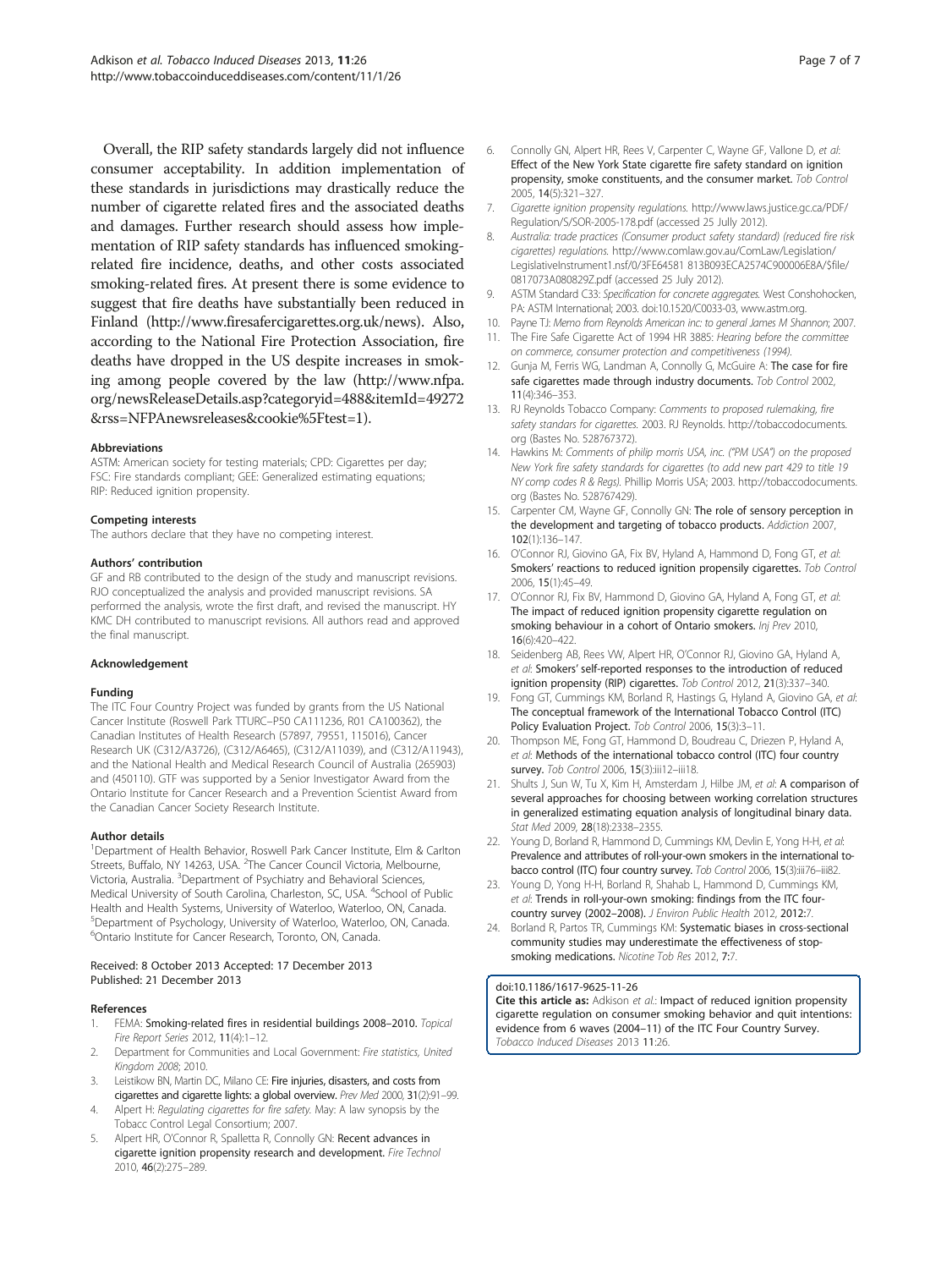Overall, the RIP safety standards largely did not influence consumer acceptability. In addition implementation of these standards in jurisdictions may drastically reduce the number of cigarette related fires and the associated deaths and damages. Further research should assess how implementation of RIP safety standards has influenced smoking-related fire incidence, deaths, and other costs associated smoking-related fires. At present there is some evidence to suggest that fire deaths have substantially been reduced in Finland (http://www.firesafercigarettes.org.uk/news). Also, according to the National Fire Protection Association, fire deaths have dropped in the US despite increases in smoking among people covered by the law (http://www.nfpa.org/newsReleaseDetails.asp?categoryid=488&itemId=49272&rss=NFPAnewsreleases&cookie%5Ftest=1).

#### Abbreviations

ASTM: American society for testing materials; CPD: Cigarettes per day; FSC: Fire standards compliant; GEE: Generalized estimating equations; RIP: Reduced ignition propensity.

#### Competing interests

The authors declare that they have no competing interest.

#### Authors' contribution

GF and RB contributed to the design of the study and manuscript revisions. RJO conceptualized the analysis and provided manuscript revisions. SA performed the analysis, wrote the first draft, and revised the manuscript. HY KMC DH contributed to manuscript revisions. All authors read and approved the final manuscript.

#### Acknowledgement

#### Funding

The ITC Four Country Project was funded by grants from the US National Cancer Institute (Roswell Park TTURC–P50 CA111236, R01 CA100362), the Canadian Institutes of Health Research (57897, 79551, 115016), Cancer Research UK (C312/A3726), (C312/A6465), (C312/A11039), and (C312/A11943), and the National Health and Medical Research Council of Australia (265903) and (450110). GTF was supported by a Senior Investigator Award from the Ontario Institute for Cancer Research and a Prevention Scientist Award from the Canadian Cancer Society Research Institute.

#### Author details

[1]Department of Health Behavior, Roswell Park Cancer Institute, Elm & Carlton Streets, Buffalo, NY 14263, USA. [2]The Cancer Council Victoria, Melbourne, Victoria, Australia. [3]Department of Psychiatry and Behavioral Sciences, Medical University of South Carolina, Charleston, SC, USA. [4]School of Public Health and Health Systems, University of Waterloo, Waterloo, ON, Canada. [5]Department of Psychology, University of Waterloo, Waterloo, ON, Canada. [6]Ontario Institute for Cancer Research, Toronto, ON, Canada.

Received: 8 October 2013 Accepted: 17 December 2013
Published: 21 December 2013

#### References

1. FEMA: **Smoking-related fires in residential buildings 2008–2010.** *Topical Fire Report Series* 2012, **11**(4):1–12.
2. Department for Communities and Local Government: *Fire statistics, United Kingdom 2008*; 2010.
3. Leistikow BN, Martin DC, Milano CE: **Fire injuries, disasters, and costs from cigarettes and cigarette lights: a global overview.** *Prev Med* 2000, **31**(2):91–99.
4. Alpert H: *Regulating cigarettes for fire safety.* May: A law synopsis by the Tobacc Control Legal Consortium; 2007.
5. Alpert HR, O'Connor R, Spalletta R, Connolly GN: **Recent advances in cigarette ignition propensity research and development.** *Fire Technol* 2010, **46**(2):275–289.
6. Connolly GN, Alpert HR, Rees V, Carpenter C, Wayne GF, Vallone D, *et al*: **Effect of the New York State cigarette fire safety standard on ignition propensity, smoke constituents, and the consumer market.** *Tob Control* 2005, **14**(5):321–327.
7. *Cigarette ignition propensity regulations.* http://www.laws.justice.gc.ca/PDF/Regulation/S/SOR-2005-178.pdf (accessed 25 Jully 2012).
8. *Australia: trade practices (Consumer product safety standard) (reduced fire risk cigarettes) regulations.* http://www.comlaw.gov.au/ComLaw/Legislation/LegislativeInstrument1.nsf/0/3FE64581 813B093ECA2574C900006E8A/$file/0817073A080829Z.pdf (accessed 25 July 2012).
9. ASTM Standard C33: *Specification for concrete aggregates.* West Conshohocken, PA: ASTM International; 2003. doi:10.1520/C0033-03, www.astm.org.
10. Payne TJ: *Memo from Reynolds American inc: to general James M Shannon*; 2007.
11. The Fire Safe Cigarette Act of 1994 HR 3885: *Hearing before the committee on commerce, consumer protection and competitiveness (1994).*
12. Gunja M, Ferris WG, Landman A, Connolly G, McGuire A: **The case for fire safe cigarettes made through industry documents.** *Tob Control* 2002, **11**(4):346–353.
13. RJ Reynolds Tobacco Company: *Comments to proposed rulemaking, fire safety standars for cigarettes.* 2003. RJ Reynolds. http://tobaccodocuments.org (Bastes No. 528767372).
14. Hawkins M: *Comments of philip morris USA, inc. ("PM USA") on the proposed New York fire safety standards for cigarettes (to add new part 429 to title 19 NY comp codes R & Regs).* Phillip Morris USA; 2003. http://tobaccodocuments.org (Bastes No. 528767429).
15. Carpenter CM, Wayne GF, Connolly GN: **The role of sensory perception in the development and targeting of tobacco products.** *Addiction* 2007, **102**(1):136–147.
16. O'Connor RJ, Giovino GA, Fix BV, Hyland A, Hammond D, Fong GT, *et al*: **Smokers' reactions to reduced ignition propensity cigarettes.** *Tob Control* 2006, **15**(1):45–49.
17. O'Connor RJ, Fix BV, Hammond D, Giovino GA, Hyland A, Fong GT, *et al*: **The impact of reduced ignition propensity cigarette regulation on smoking behaviour in a cohort of Ontario smokers.** *Inj Prev* 2010, **16**(6):420–422.
18. Seidenberg AB, Rees VW, Alpert HR, O'Connor RJ, Giovino GA, Hyland A, *et al*: **Smokers' self-reported responses to the introduction of reduced ignition propensity (RIP) cigarettes.** *Tob Control* 2012, **21**(3):337–340.
19. Fong GT, Cummings KM, Borland R, Hastings G, Hyland A, Giovino GA, *et al*: **The conceptual framework of the International Tobacco Control (ITC) Policy Evaluation Project.** *Tob Control* 2006, **15**(3):3–11.
20. Thompson ME, Fong GT, Hammond D, Boudreau C, Driezen P, Hyland A, *et al*: **Methods of the international tobacco control (ITC) four country survey.** *Tob Control* 2006, **15**(3):iii12–iii18.
21. Shults J, Sun W, Tu X, Kim H, Amsterdam J, Hilbe JM, *et al*: **A comparison of several approaches for choosing between working correlation structures in generalized estimating equation analysis of longitudinal binary data.** *Stat Med* 2009, **28**(18):2338–2355.
22. Young D, Borland R, Hammond D, Cummings KM, Devlin E, Yong H-H, *et al*: **Prevalence and attributes of roll-your-own smokers in the international tobacco control (ITC) four country survey.** *Tob Control* 2006, **15**(3):iii76–iii82.
23. Young D, Yong H-H, Borland R, Shahab L, Hammond D, Cummings KM, *et al*: **Trends in roll-your-own smoking: findings from the ITC four-country survey (2002–2008).** *J Environ Public Health* 2012, **2012**:7.
24. Borland R, Partos TR, Cummings KM: **Systematic biases in cross-sectional community studies may underestimate the effectiveness of stop-smoking medications.** *Nicotine Tob Res* 2012, **7**:7.

doi:10.1186/1617-9625-11-26

**Cite this article as:** Adkison *et al.*: Impact of reduced ignition propensity cigarette regulation on consumer smoking behavior and quit intentions: evidence from 6 waves (2004–11) of the ITC Four Country Survey. *Tobacco Induced Diseases* 2013 **11**:26.